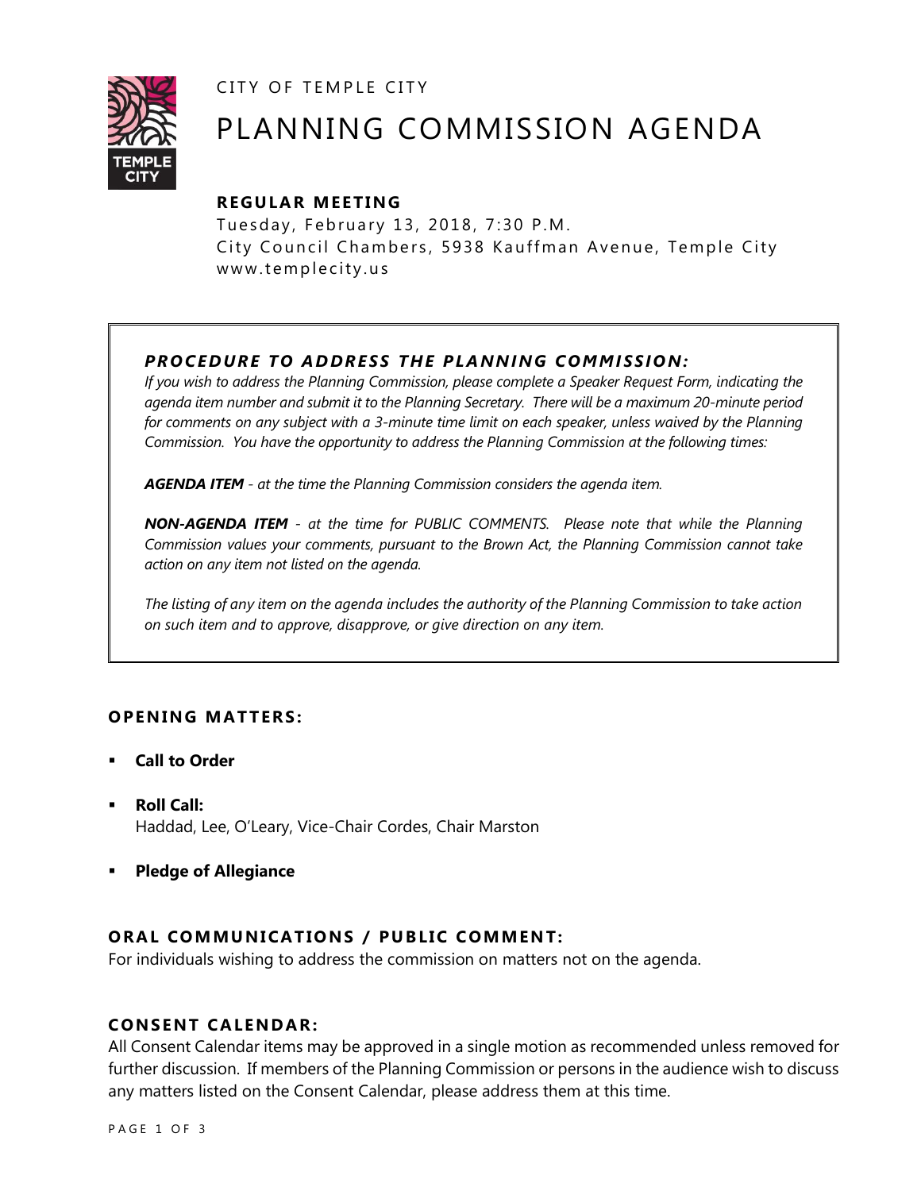CITY OF TEMPLE CITY

# PLANNING COMMISSION AGENDA

## REGULAR MEETING

Tuesday, February 13, 2018, 7:30 P.M.
City Council Chambers, 5938 Kauffman Avenue, Temple City
www.templecity.us

### *PROCEDURE TO ADDRESS THE PLANNING COMMISSION:*

*If you wish to address the Planning Commission, please complete a Speaker Request Form, indicating the agenda item number and submit it to the Planning Secretary. There will be a maximum 20-minute period for comments on any subject with a 3-minute time limit on each speaker, unless waived by the Planning Commission. You have the opportunity to address the Planning Commission at the following times:*

***AGENDA ITEM*** *- at the time the Planning Commission considers the agenda item.*

***NON-AGENDA ITEM*** *- at the time for PUBLIC COMMENTS. Please note that while the Planning Commission values your comments, pursuant to the Brown Act, the Planning Commission cannot take action on any item not listed on the agenda.*

*The listing of any item on the agenda includes the authority of the Planning Commission to take action on such item and to approve, disapprove, or give direction on any item.*

## OPENING MATTERS:

- **Call to Order**
- **Roll Call:**
  Haddad, Lee, O'Leary, Vice-Chair Cordes, Chair Marston
- **Pledge of Allegiance**

## ORAL COMMUNICATIONS / PUBLIC COMMENT:

For individuals wishing to address the commission on matters not on the agenda.

## CONSENT CALENDAR:

All Consent Calendar items may be approved in a single motion as recommended unless removed for further discussion. If members of the Planning Commission or persons in the audience wish to discuss any matters listed on the Consent Calendar, please address them at this time.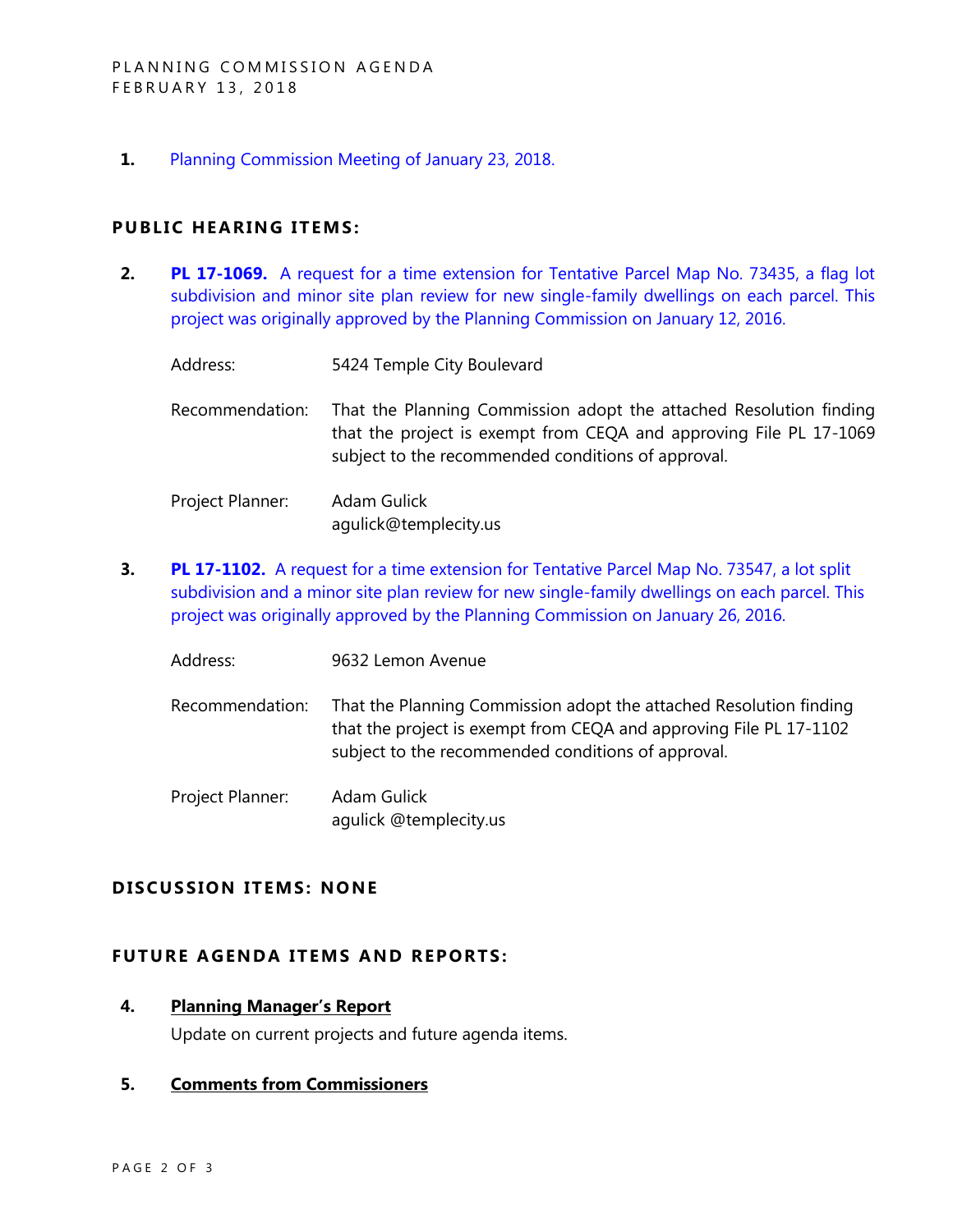1. Planning Commission Meeting of January 23, 2018.

## PUBLIC HEARING ITEMS:

2. **PL 17-1069.** A request for a time extension for Tentative Parcel Map No. 73435, a flag lot subdivision and minor site plan review for new single-family dwellings on each parcel. This project was originally approved by the Planning Commission on January 12, 2016.

   Address: 5424 Temple City Boulevard

   Recommendation: That the Planning Commission adopt the attached Resolution finding that the project is exempt from CEQA and approving File PL 17-1069 subject to the recommended conditions of approval.

   Project Planner: Adam Gulick
   agulick@templecity.us

3. **PL 17-1102.** A request for a time extension for Tentative Parcel Map No. 73547, a lot split subdivision and a minor site plan review for new single-family dwellings on each parcel. This project was originally approved by the Planning Commission on January 26, 2016.

   Address: 9632 Lemon Avenue

   Recommendation: That the Planning Commission adopt the attached Resolution finding that the project is exempt from CEQA and approving File PL 17-1102 subject to the recommended conditions of approval.

   Project Planner: Adam Gulick
   agulick @templecity.us

## DISCUSSION ITEMS: NONE

## FUTURE AGENDA ITEMS AND REPORTS:

4. **Planning Manager's Report**

   Update on current projects and future agenda items.

5. **Comments from Commissioners**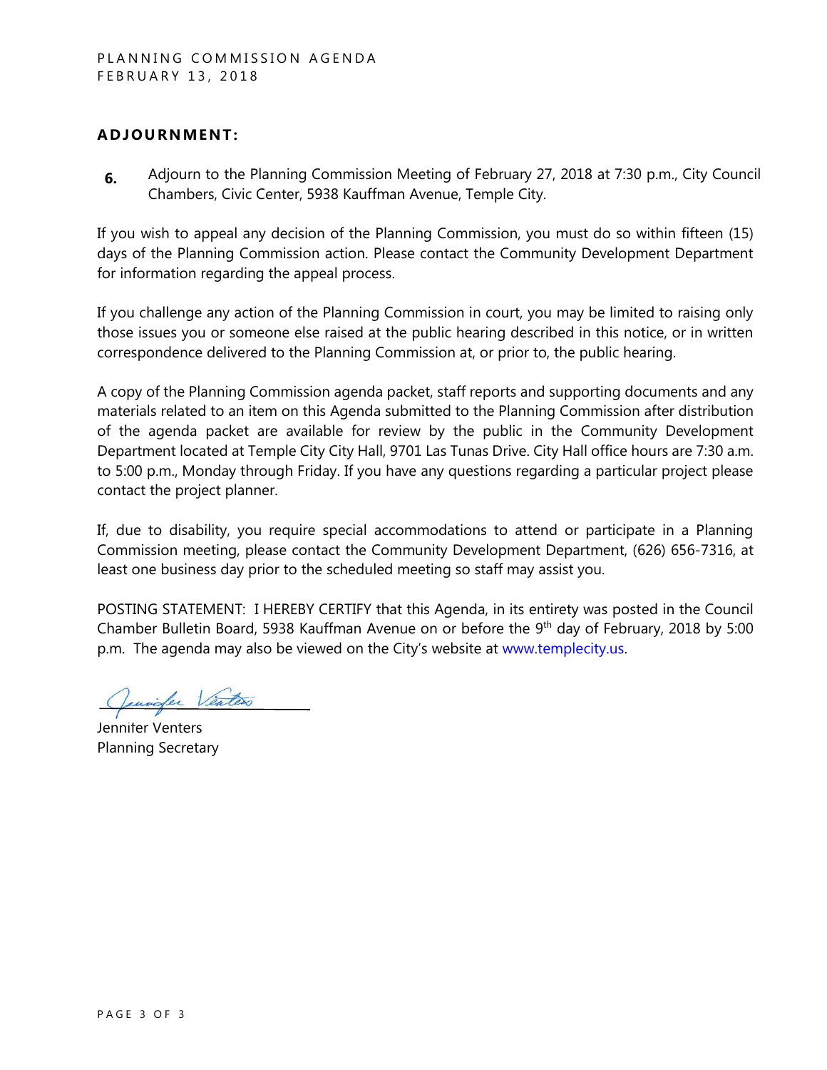## ADJOURNMENT:

**6.** Adjourn to the Planning Commission Meeting of February 27, 2018 at 7:30 p.m., City Council Chambers, Civic Center, 5938 Kauffman Avenue, Temple City.

If you wish to appeal any decision of the Planning Commission, you must do so within fifteen (15) days of the Planning Commission action. Please contact the Community Development Department for information regarding the appeal process.

If you challenge any action of the Planning Commission in court, you may be limited to raising only those issues you or someone else raised at the public hearing described in this notice, or in written correspondence delivered to the Planning Commission at, or prior to, the public hearing.

A copy of the Planning Commission agenda packet, staff reports and supporting documents and any materials related to an item on this Agenda submitted to the Planning Commission after distribution of the agenda packet are available for review by the public in the Community Development Department located at Temple City City Hall, 9701 Las Tunas Drive. City Hall office hours are 7:30 a.m. to 5:00 p.m., Monday through Friday. If you have any questions regarding a particular project please contact the project planner.

If, due to disability, you require special accommodations to attend or participate in a Planning Commission meeting, please contact the Community Development Department, (626) 656-7316, at least one business day prior to the scheduled meeting so staff may assist you.

POSTING STATEMENT: I HEREBY CERTIFY that this Agenda, in its entirety was posted in the Council Chamber Bulletin Board, 5938 Kauffman Avenue on or before the 9th day of February, 2018 by 5:00 p.m. The agenda may also be viewed on the City's website at www.templecity.us.

Jennifer Venters
Planning Secretary